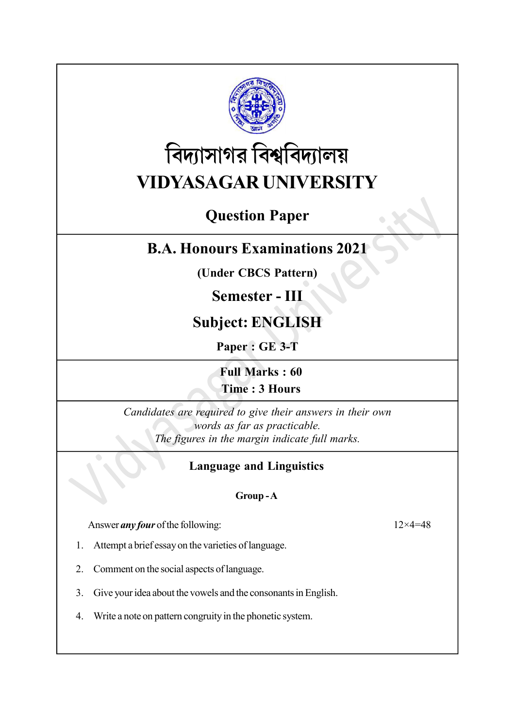# বিদ্যাসাগর বিশ্ববিদ্যালয়

# VIDYASAGAR UNIVERSITY

## Question Paper

## B.A. Honours Examinations 2021

**(Under CBCS Pattern)**

## Semester - III

## Subject: ENGLISH

**Paper : GE 3-T**

**Full Marks : 60**
**Time : 3 Hours**

*Candidates are required to give their answers in their own words as far as practicable.*
*The figures in the margin indicate full marks.*

### Language and Linguistics

**Group - A**

Answer ***any four*** of the following: 12×4=48

1. Attempt a brief essay on the varieties of language.
2. Comment on the social aspects of language.
3. Give your idea about the vowels and the consonants in English.
4. Write a note on pattern congruity in the phonetic system.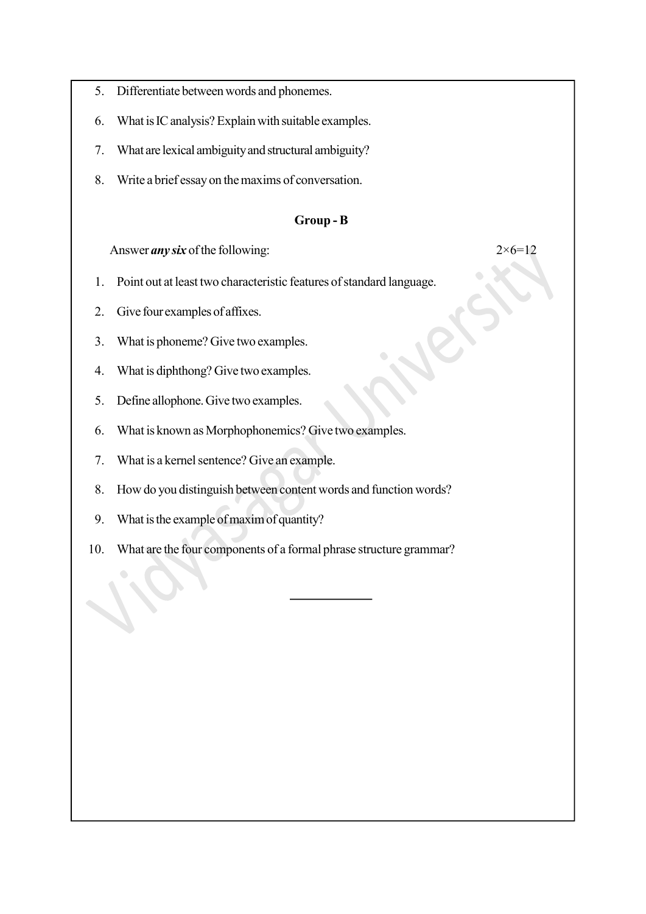5. Differentiate between words and phonemes.

6. What is IC analysis? Explain with suitable examples.

7. What are lexical ambiguity and structural ambiguity?

8. Write a brief essay on the maxims of conversation.

## Group - B

Answer ***any six*** of the following: $2 \times 6 = 12$

1. Point out at least two characteristic features of standard language.

2. Give four examples of affixes.

3. What is phoneme? Give two examples.

4. What is diphthong? Give two examples.

5. Define allophone. Give two examples.

6. What is known as Morphophonemics? Give two examples.

7. What is a kernel sentence? Give an example.

8. How do you distinguish between content words and function words?

9. What is the example of maxim of quantity?

10. What are the four components of a formal phrase structure grammar?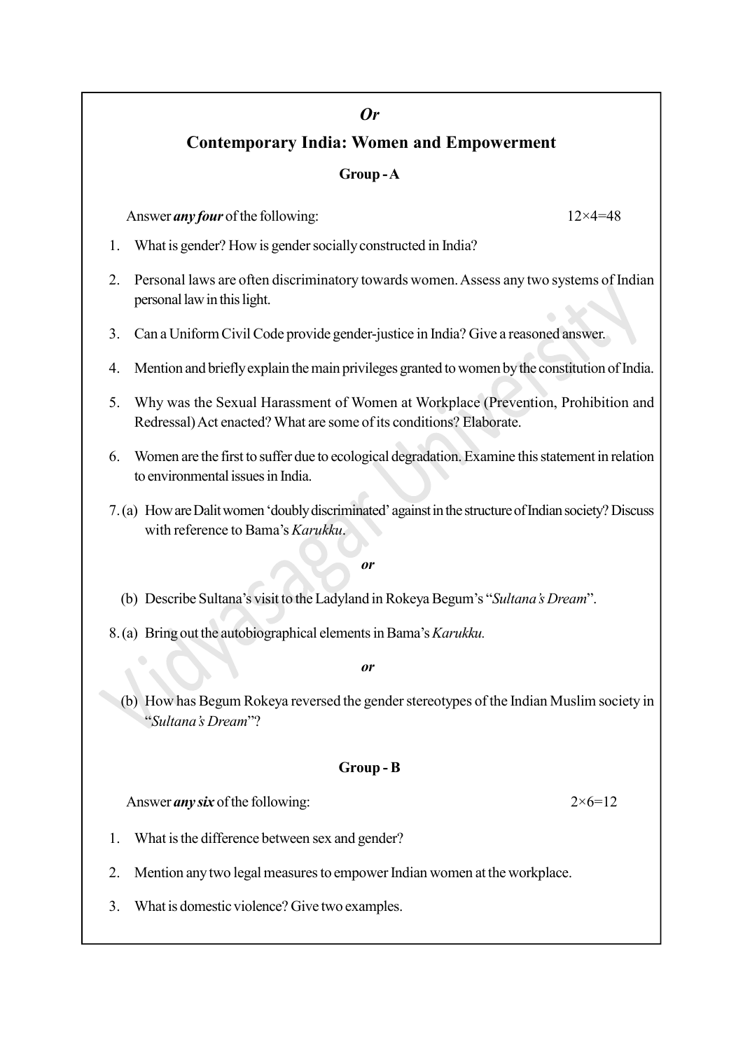*Or*

## Contemporary India: Women and Empowerment

### Group - A

Answer ***any four*** of the following: 12×4=48

1. What is gender? How is gender socially constructed in India?

2. Personal laws are often discriminatory towards women. Assess any two systems of Indian personal law in this light.

3. Can a Uniform Civil Code provide gender-justice in India? Give a reasoned answer.

4. Mention and briefly explain the main privileges granted to women by the constitution of India.

5. Why was the Sexual Harassment of Women at Workplace (Prevention, Prohibition and Redressal) Act enacted? What are some of its conditions? Elaborate.

6. Women are the first to suffer due to ecological degradation. Examine this statement in relation to environmental issues in India.

7. (a) How are Dalit women 'doubly discriminated' against in the structure of Indian society? Discuss with reference to Bama's *Karukku*.

*or*

(b) Describe Sultana's visit to the Ladyland in Rokeya Begum's "*Sultana's Dream*".

8. (a) Bring out the autobiographical elements in Bama's *Karukku.*

*or*

(b) How has Begum Rokeya reversed the gender stereotypes of the Indian Muslim society in "*Sultana's Dream*"?

### Group - B

Answer ***any six*** of the following: 2×6=12

1. What is the difference between sex and gender?

2. Mention any two legal measures to empower Indian women at the workplace.

3. What is domestic violence? Give two examples.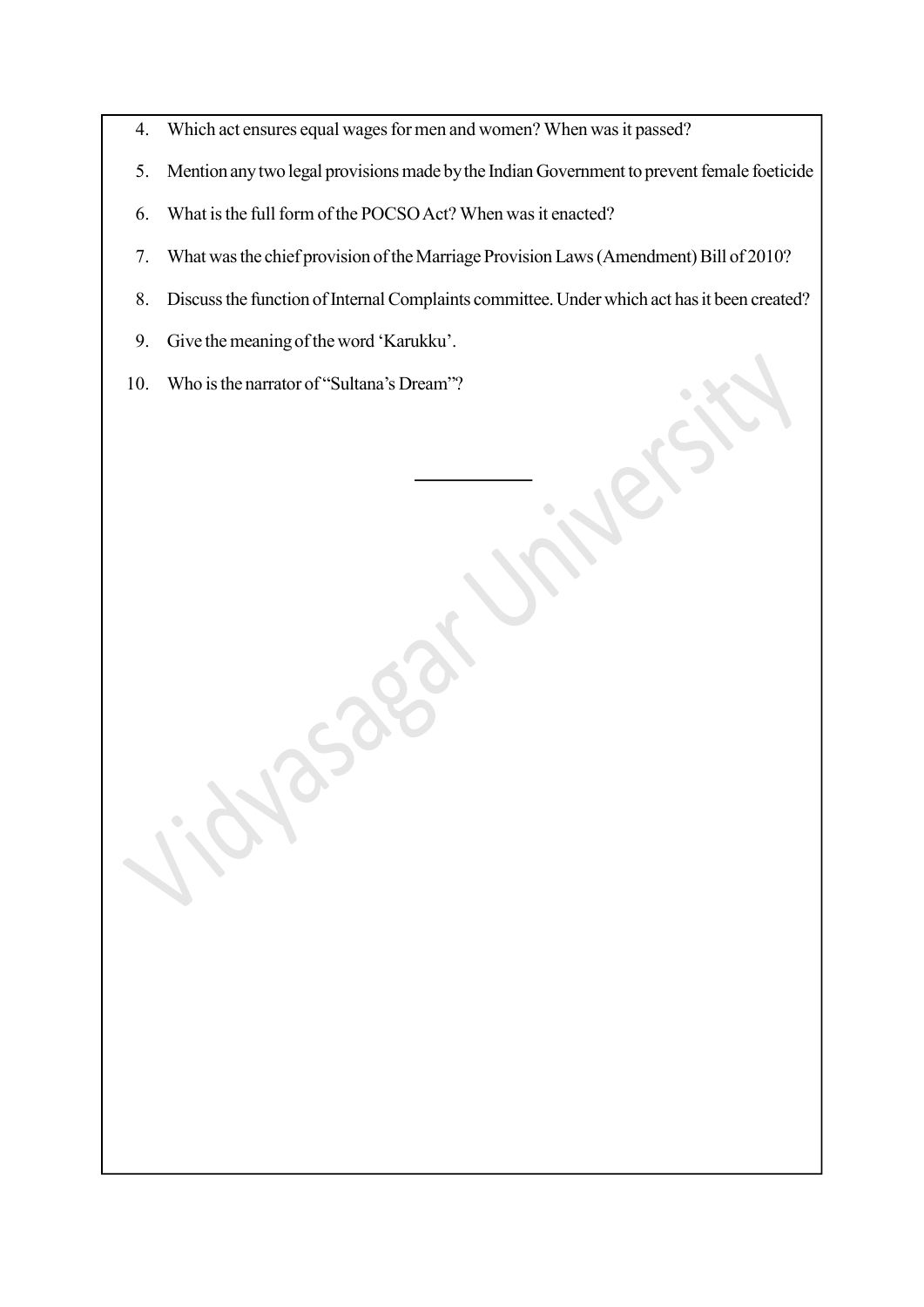4. Which act ensures equal wages for men and women? When was it passed?
5. Mention any two legal provisions made by the Indian Government to prevent female foeticide
6. What is the full form of the POCSO Act? When was it enacted?
7. What was the chief provision of the Marriage Provision Laws (Amendment) Bill of 2010?
8. Discuss the function of Internal Complaints committee. Under which act has it been created?
9. Give the meaning of the word 'Karukku'.
10. Who is the narrator of "Sultana's Dream"?

---